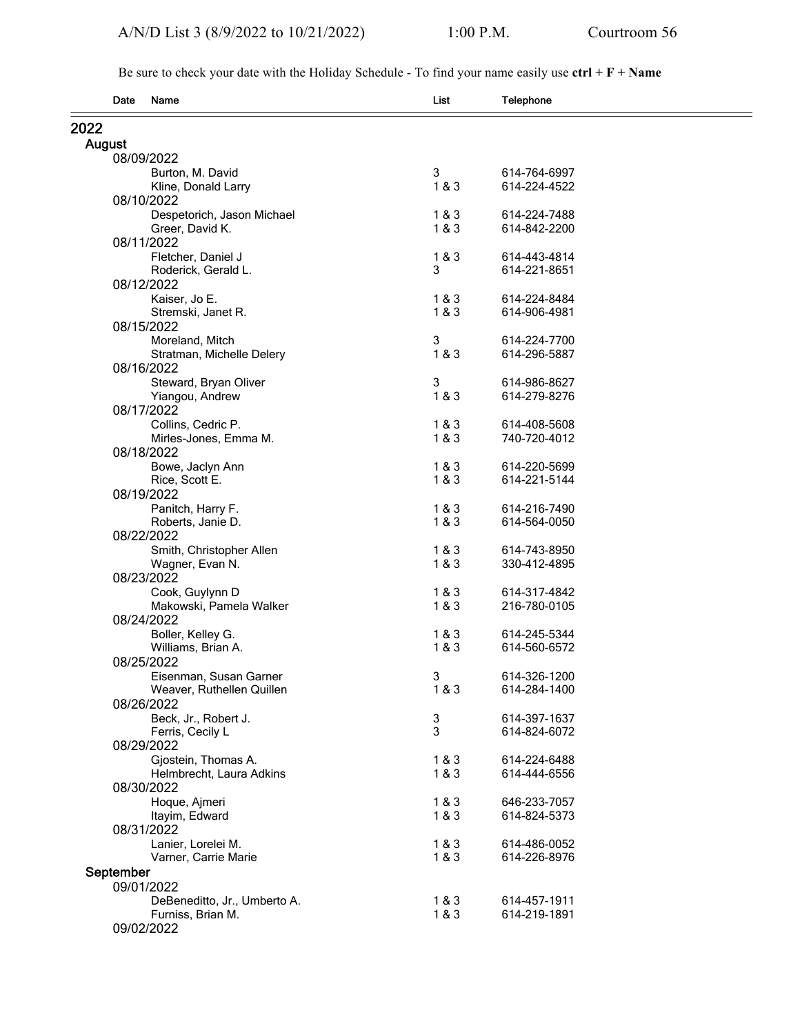A/N/D List 3 (8/9/2022 to 10/21/2022) 1:00 P.M. Courtroom 56

Be sure to check your date with the Holiday Schedule - To find your name easily use **ctrl + F + Name**

| Date | Name | List | Telephone |
|---|---|---|---|
| **2022** | | | |
| **August** | | | |
| 08/09/2022 | | | |
| | Burton, M. David | 3 | 614-764-6997 |
| | Kline, Donald Larry | 1 & 3 | 614-224-4522 |
| 08/10/2022 | | | |
| | Despetorich, Jason Michael | 1 & 3 | 614-224-7488 |
| | Greer, David K. | 1 & 3 | 614-842-2200 |
| 08/11/2022 | | | |
| | Fletcher, Daniel J | 1 & 3 | 614-443-4814 |
| | Roderick, Gerald L. | 3 | 614-221-8651 |
| 08/12/2022 | | | |
| | Kaiser, Jo E. | 1 & 3 | 614-224-8484 |
| | Stremski, Janet R. | 1 & 3 | 614-906-4981 |
| 08/15/2022 | | | |
| | Moreland, Mitch | 3 | 614-224-7700 |
| | Stratman, Michelle Delery | 1 & 3 | 614-296-5887 |
| 08/16/2022 | | | |
| | Steward, Bryan Oliver | 3 | 614-986-8627 |
| | Yiangou, Andrew | 1 & 3 | 614-279-8276 |
| 08/17/2022 | | | |
| | Collins, Cedric P. | 1 & 3 | 614-408-5608 |
| | Mirles-Jones, Emma M. | 1 & 3 | 740-720-4012 |
| 08/18/2022 | | | |
| | Bowe, Jaclyn Ann | 1 & 3 | 614-220-5699 |
| | Rice, Scott E. | 1 & 3 | 614-221-5144 |
| 08/19/2022 | | | |
| | Panitch, Harry F. | 1 & 3 | 614-216-7490 |
| | Roberts, Janie D. | 1 & 3 | 614-564-0050 |
| 08/22/2022 | | | |
| | Smith, Christopher Allen | 1 & 3 | 614-743-8950 |
| | Wagner, Evan N. | 1 & 3 | 330-412-4895 |
| 08/23/2022 | | | |
| | Cook, Guylynn D | 1 & 3 | 614-317-4842 |
| | Makowski, Pamela Walker | 1 & 3 | 216-780-0105 |
| 08/24/2022 | | | |
| | Boller, Kelley G. | 1 & 3 | 614-245-5344 |
| | Williams, Brian A. | 1 & 3 | 614-560-6572 |
| 08/25/2022 | | | |
| | Eisenman, Susan Garner | 3 | 614-326-1200 |
| | Weaver, Ruthellen Quillen | 1 & 3 | 614-284-1400 |
| 08/26/2022 | | | |
| | Beck, Jr., Robert J. | 3 | 614-397-1637 |
| | Ferris, Cecily L | 3 | 614-824-6072 |
| 08/29/2022 | | | |
| | Gjostein, Thomas A. | 1 & 3 | 614-224-6488 |
| | Helmbrecht, Laura Adkins | 1 & 3 | 614-444-6556 |
| 08/30/2022 | | | |
| | Hoque, Ajmeri | 1 & 3 | 646-233-7057 |
| | Itayim, Edward | 1 & 3 | 614-824-5373 |
| 08/31/2022 | | | |
| | Lanier, Lorelei M. | 1 & 3 | 614-486-0052 |
| | Varner, Carrie Marie | 1 & 3 | 614-226-8976 |
| **September** | | | |
| 09/01/2022 | | | |
| | DeBeneditto, Jr., Umberto A. | 1 & 3 | 614-457-1911 |
| | Furniss, Brian M. | 1 & 3 | 614-219-1891 |
| 09/02/2022 | | | |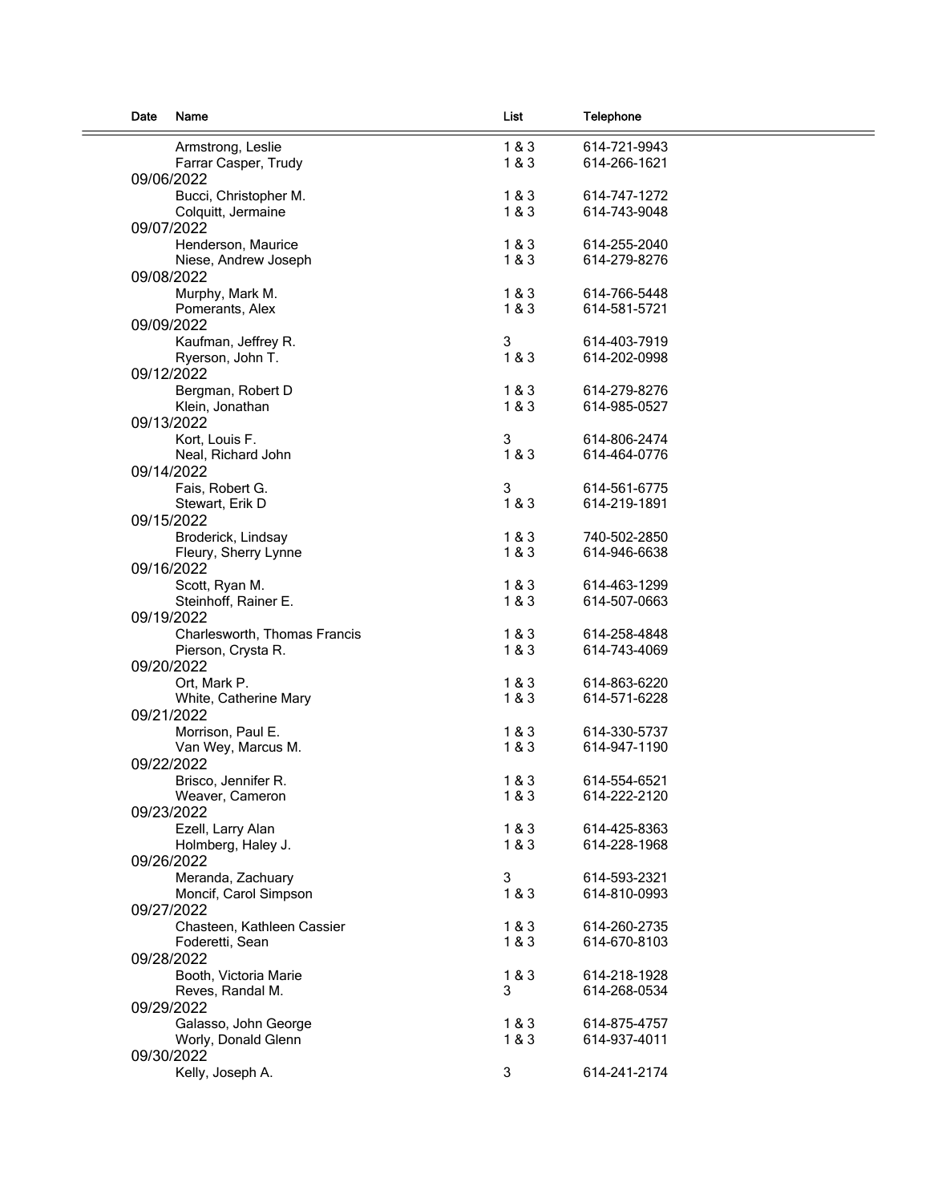| Date | Name | List | Telephone |
|---|---|---|---|
| | Armstrong, Leslie | 1 & 3 | 614-721-9943 |
| | Farrar Casper, Trudy | 1 & 3 | 614-266-1621 |
| 09/06/2022 | | | |
| | Bucci, Christopher M. | 1 & 3 | 614-747-1272 |
| | Colquitt, Jermaine | 1 & 3 | 614-743-9048 |
| 09/07/2022 | | | |
| | Henderson, Maurice | 1 & 3 | 614-255-2040 |
| | Niese, Andrew Joseph | 1 & 3 | 614-279-8276 |
| 09/08/2022 | | | |
| | Murphy, Mark M. | 1 & 3 | 614-766-5448 |
| | Pomerants, Alex | 1 & 3 | 614-581-5721 |
| 09/09/2022 | | | |
| | Kaufman, Jeffrey R. | 3 | 614-403-7919 |
| | Ryerson, John T. | 1 & 3 | 614-202-0998 |
| 09/12/2022 | | | |
| | Bergman, Robert D | 1 & 3 | 614-279-8276 |
| | Klein, Jonathan | 1 & 3 | 614-985-0527 |
| 09/13/2022 | | | |
| | Kort, Louis F. | 3 | 614-806-2474 |
| | Neal, Richard John | 1 & 3 | 614-464-0776 |
| 09/14/2022 | | | |
| | Fais, Robert G. | 3 | 614-561-6775 |
| | Stewart, Erik D | 1 & 3 | 614-219-1891 |
| 09/15/2022 | | | |
| | Broderick, Lindsay | 1 & 3 | 740-502-2850 |
| | Fleury, Sherry Lynne | 1 & 3 | 614-946-6638 |
| 09/16/2022 | | | |
| | Scott, Ryan M. | 1 & 3 | 614-463-1299 |
| | Steinhoff, Rainer E. | 1 & 3 | 614-507-0663 |
| 09/19/2022 | | | |
| | Charlesworth, Thomas Francis | 1 & 3 | 614-258-4848 |
| | Pierson, Crysta R. | 1 & 3 | 614-743-4069 |
| 09/20/2022 | | | |
| | Ort, Mark P. | 1 & 3 | 614-863-6220 |
| | White, Catherine Mary | 1 & 3 | 614-571-6228 |
| 09/21/2022 | | | |
| | Morrison, Paul E. | 1 & 3 | 614-330-5737 |
| | Van Wey, Marcus M. | 1 & 3 | 614-947-1190 |
| 09/22/2022 | | | |
| | Brisco, Jennifer R. | 1 & 3 | 614-554-6521 |
| | Weaver, Cameron | 1 & 3 | 614-222-2120 |
| 09/23/2022 | | | |
| | Ezell, Larry Alan | 1 & 3 | 614-425-8363 |
| | Holmberg, Haley J. | 1 & 3 | 614-228-1968 |
| 09/26/2022 | | | |
| | Meranda, Zachuary | 3 | 614-593-2321 |
| | Moncif, Carol Simpson | 1 & 3 | 614-810-0993 |
| 09/27/2022 | | | |
| | Chasteen, Kathleen Cassier | 1 & 3 | 614-260-2735 |
| | Foderetti, Sean | 1 & 3 | 614-670-8103 |
| 09/28/2022 | | | |
| | Booth, Victoria Marie | 1 & 3 | 614-218-1928 |
| | Reves, Randal M. | 3 | 614-268-0534 |
| 09/29/2022 | | | |
| | Galasso, John George | 1 & 3 | 614-875-4757 |
| | Worly, Donald Glenn | 1 & 3 | 614-937-4011 |
| 09/30/2022 | | | |
| | Kelly, Joseph A. | 3 | 614-241-2174 |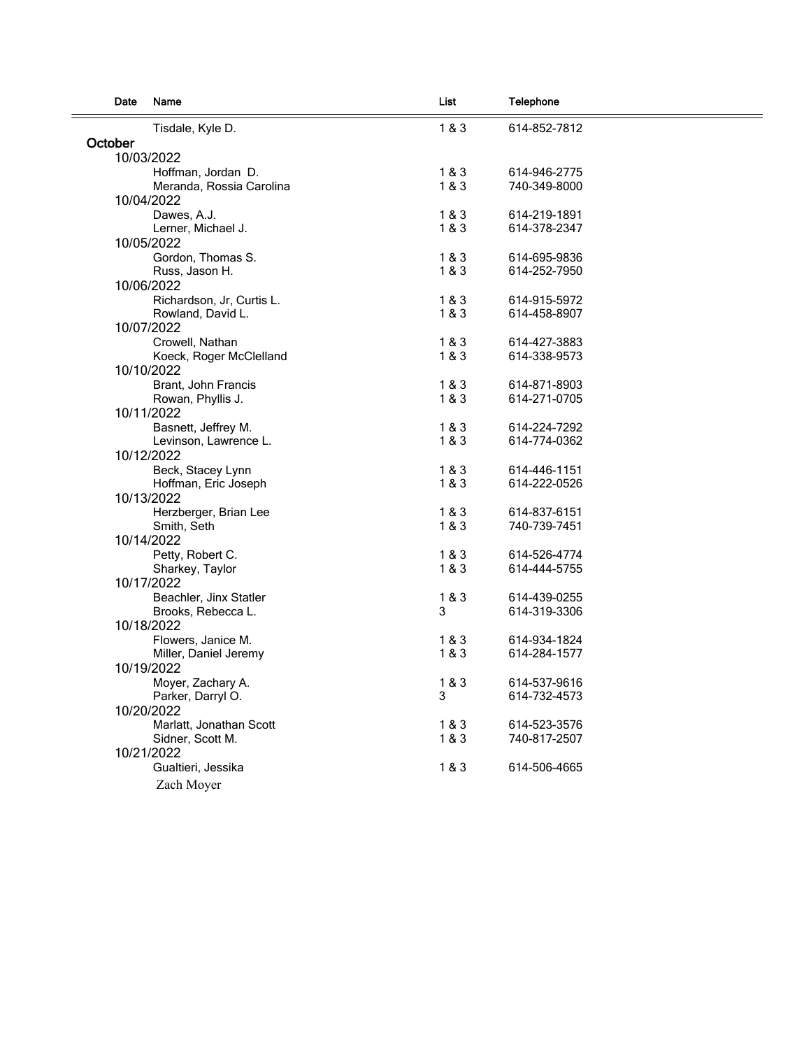| Date | Name | List | Telephone |
|---|---|---|---|
| | Tisdale, Kyle D. | 1 & 3 | 614-852-7812 |
| **October** | | | |
| 10/03/2022 | | | |
| | Hoffman, Jordan D. | 1 & 3 | 614-946-2775 |
| | Meranda, Rossia Carolina | 1 & 3 | 740-349-8000 |
| 10/04/2022 | | | |
| | Dawes, A.J. | 1 & 3 | 614-219-1891 |
| | Lerner, Michael J. | 1 & 3 | 614-378-2347 |
| 10/05/2022 | | | |
| | Gordon, Thomas S. | 1 & 3 | 614-695-9836 |
| | Russ, Jason H. | 1 & 3 | 614-252-7950 |
| 10/06/2022 | | | |
| | Richardson, Jr, Curtis L. | 1 & 3 | 614-915-5972 |
| | Rowland, David L. | 1 & 3 | 614-458-8907 |
| 10/07/2022 | | | |
| | Crowell, Nathan | 1 & 3 | 614-427-3883 |
| | Koeck, Roger McClelland | 1 & 3 | 614-338-9573 |
| 10/10/2022 | | | |
| | Brant, John Francis | 1 & 3 | 614-871-8903 |
| | Rowan, Phyllis J. | 1 & 3 | 614-271-0705 |
| 10/11/2022 | | | |
| | Basnett, Jeffrey M. | 1 & 3 | 614-224-7292 |
| | Levinson, Lawrence L. | 1 & 3 | 614-774-0362 |
| 10/12/2022 | | | |
| | Beck, Stacey Lynn | 1 & 3 | 614-446-1151 |
| | Hoffman, Eric Joseph | 1 & 3 | 614-222-0526 |
| 10/13/2022 | | | |
| | Herzberger, Brian Lee | 1 & 3 | 614-837-6151 |
| | Smith, Seth | 1 & 3 | 740-739-7451 |
| 10/14/2022 | | | |
| | Petty, Robert C. | 1 & 3 | 614-526-4774 |
| | Sharkey, Taylor | 1 & 3 | 614-444-5755 |
| 10/17/2022 | | | |
| | Beachler, Jinx Statler | 1 & 3 | 614-439-0255 |
| | Brooks, Rebecca L. | 3 | 614-319-3306 |
| 10/18/2022 | | | |
| | Flowers, Janice M. | 1 & 3 | 614-934-1824 |
| | Miller, Daniel Jeremy | 1 & 3 | 614-284-1577 |
| 10/19/2022 | | | |
| | Moyer, Zachary A. | 1 & 3 | 614-537-9616 |
| | Parker, Darryl O. | 3 | 614-732-4573 |
| 10/20/2022 | | | |
| | Marlatt, Jonathan Scott | 1 & 3 | 614-523-3576 |
| | Sidner, Scott M. | 1 & 3 | 740-817-2507 |
| 10/21/2022 | | | |
| | Gualtieri, Jessika | 1 & 3 | 614-506-4665 |
| | Zach Moyer | | |